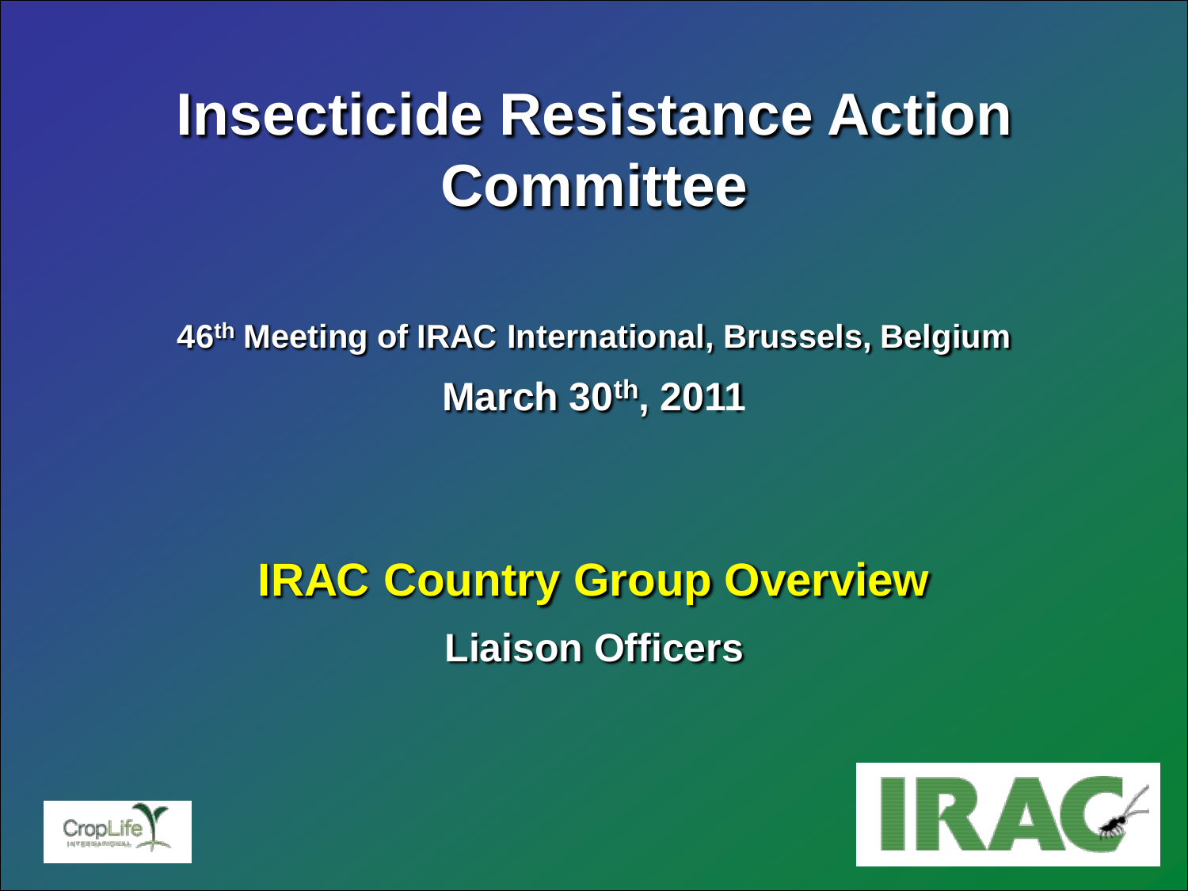# Insecticide Resistance Action Committee

**46th Meeting of IRAC International, Brussels, Belgium**

**March 30th, 2011**

## IRAC Country Group Overview

**Liaison Officers**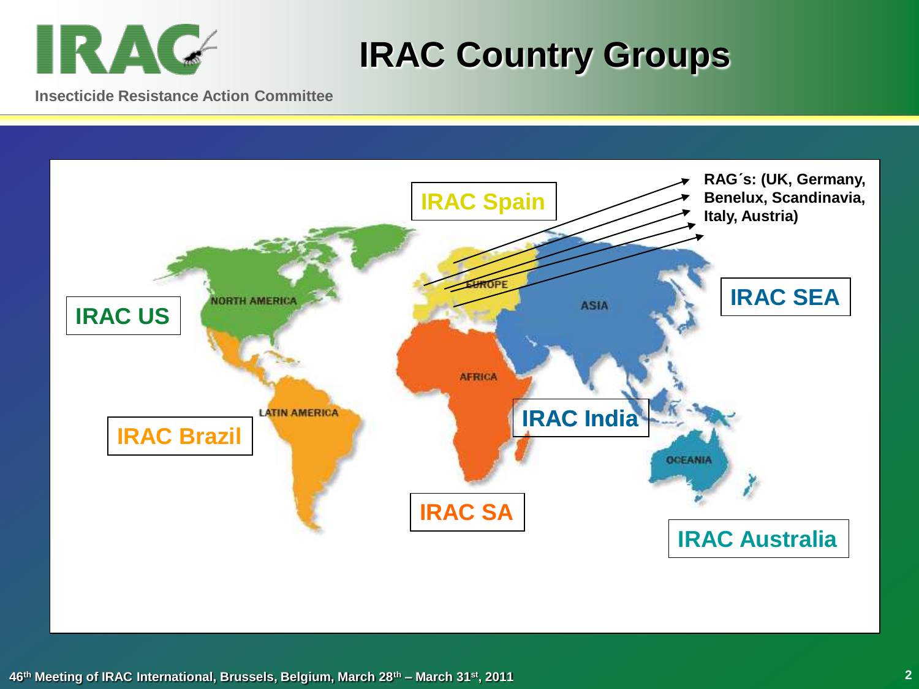# IRAC Country Groups

RAG´s: (UK, Germany, Benelux, Scandinavia, Italy, Austria)

IRAC Spain

IRAC US

IRAC SEA

IRAC Brazil

IRAC India

IRAC SA

IRAC Australia

NORTH AMERICA

EUROPE

ASIA

AFRICA

LATIN AMERICA

OCEANIA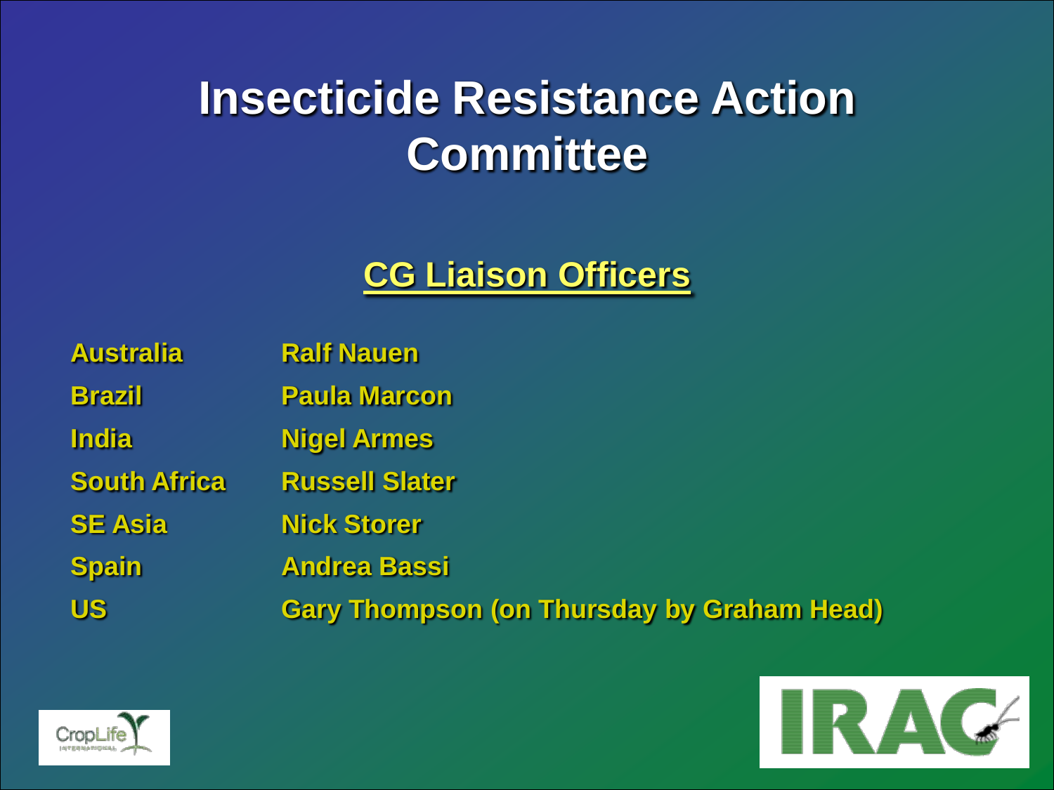# Insecticide Resistance Action Committee

## CG Liaison Officers

| | |
|---|---|
| Australia | Ralf Nauen |
| Brazil | Paula Marcon |
| India | Nigel Armes |
| South Africa | Russell Slater |
| SE Asia | Nick Storer |
| Spain | Andrea Bassi |
| US | Gary Thompson (on Thursday by Graham Head) |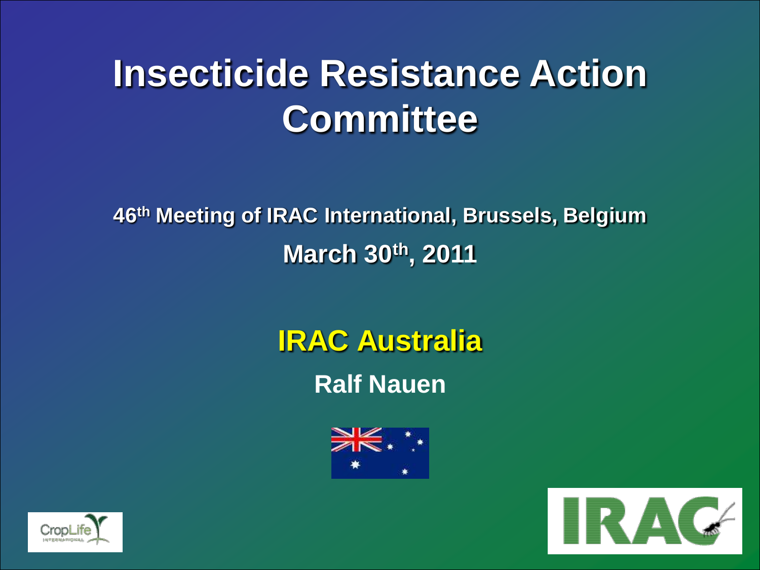# Insecticide Resistance Action Committee

**46th Meeting of IRAC International, Brussels, Belgium**

**March 30th, 2011**

## IRAC Australia

**Ralf Nauen**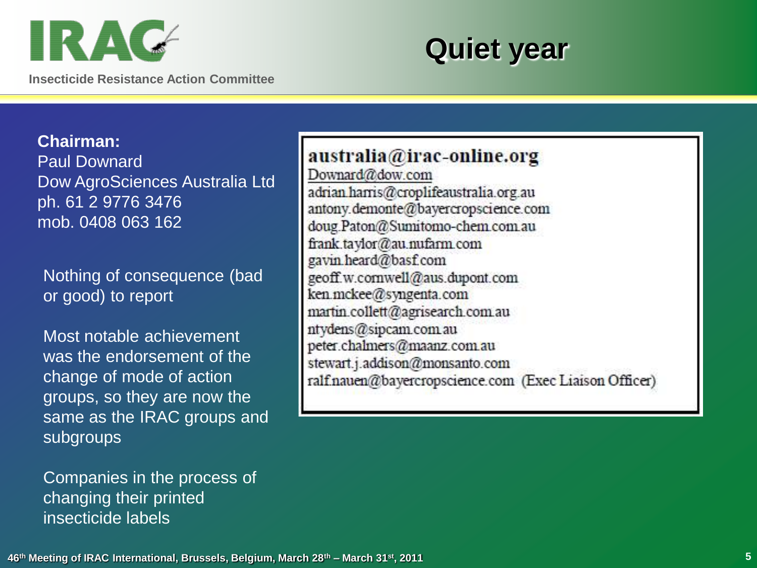# Quiet year

**Chairman:**
Paul Downard
Dow AgroSciences Australia Ltd
ph. 61 2 9776 3476
mob. 0408 063 162

Nothing of consequence (bad or good) to report

Most notable achievement was the endorsement of the change of mode of action groups, so they are now the same as the IRAC groups and subgroups

Companies in the process of changing their printed insecticide labels

**australia@irac-online.org**

Downard@dow.com
adrian.harris@croplifeaustralia.org.au
antony.demonte@bayercropscience.com
doug.Paton@Sumitomo-chem.com.au
frank.taylor@au.nufarm.com
gavin.heard@basf.com
geoff.w.cornwell@aus.dupont.com
ken.mckee@syngenta.com
martin.collett@agrisearch.com.au
ntydens@sipcam.com.au
peter.chalmers@maanz.com.au
stewart.j.addison@monsanto.com
ralf.nauen@bayercropscience.com (Exec Liaison Officer)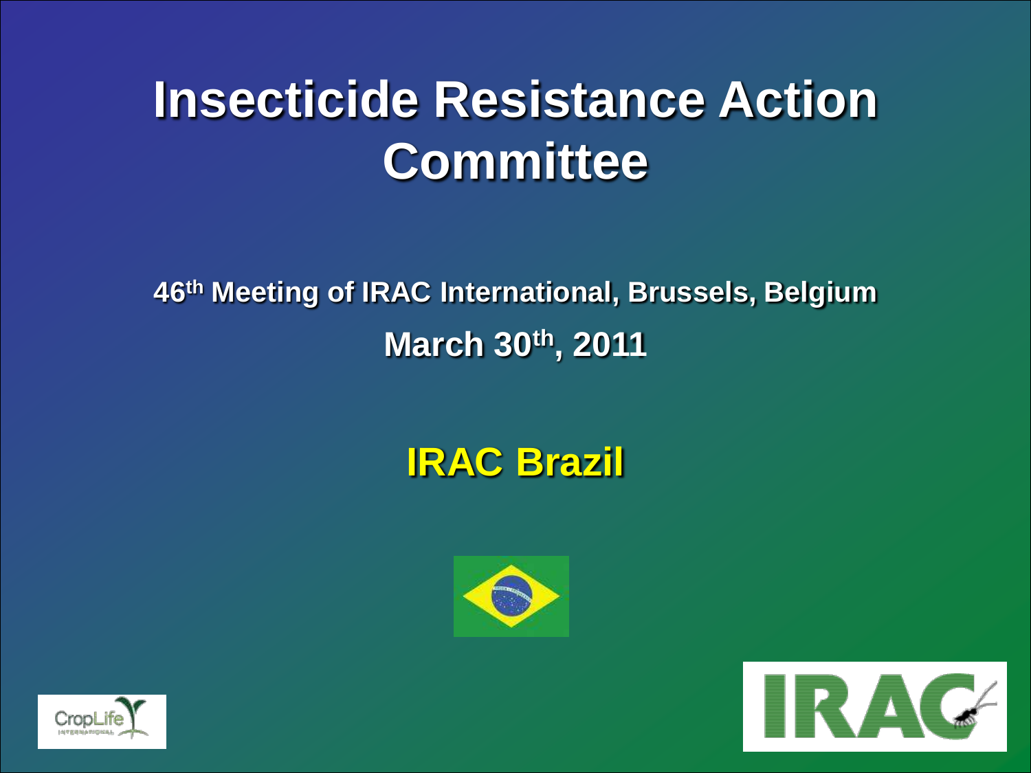# Insecticide Resistance Action Committee

**46th Meeting of IRAC International, Brussels, Belgium**

**March 30th, 2011**

## IRAC Brazil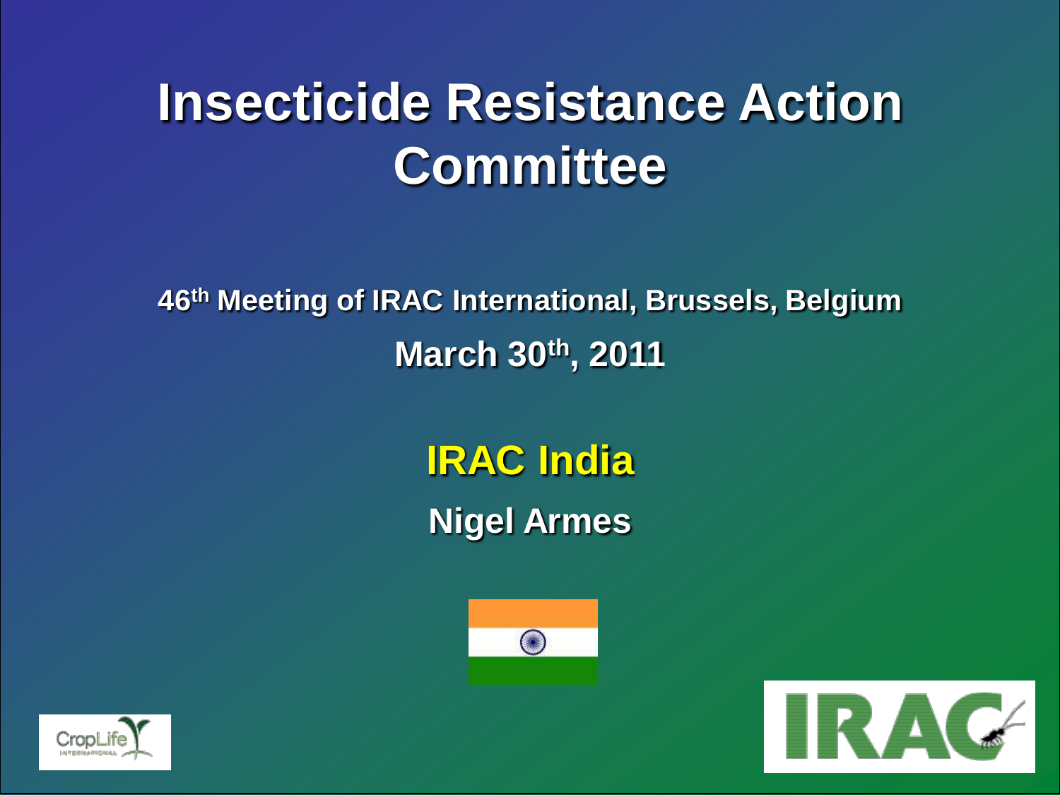# Insecticide Resistance Action Committee

**46th Meeting of IRAC International, Brussels, Belgium**

**March 30th, 2011**

## IRAC India

**Nigel Armes**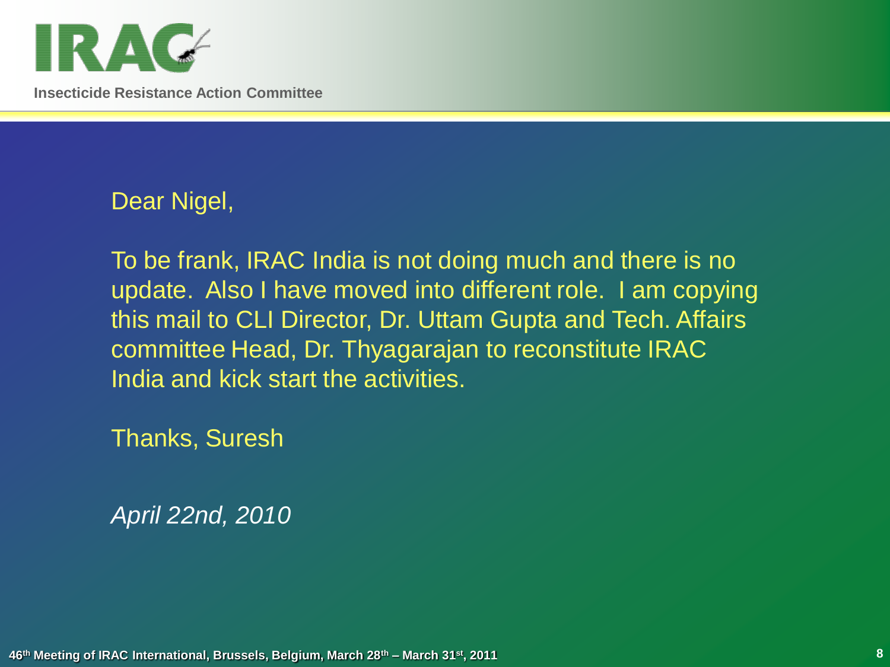Dear Nigel,

To be frank, IRAC India is not doing much and there is no update. Also I have moved into different role. I am copying this mail to CLI Director, Dr. Uttam Gupta and Tech. Affairs committee Head, Dr. Thyagarajan to reconstitute IRAC India and kick start the activities.

Thanks, Suresh

*April 22nd, 2010*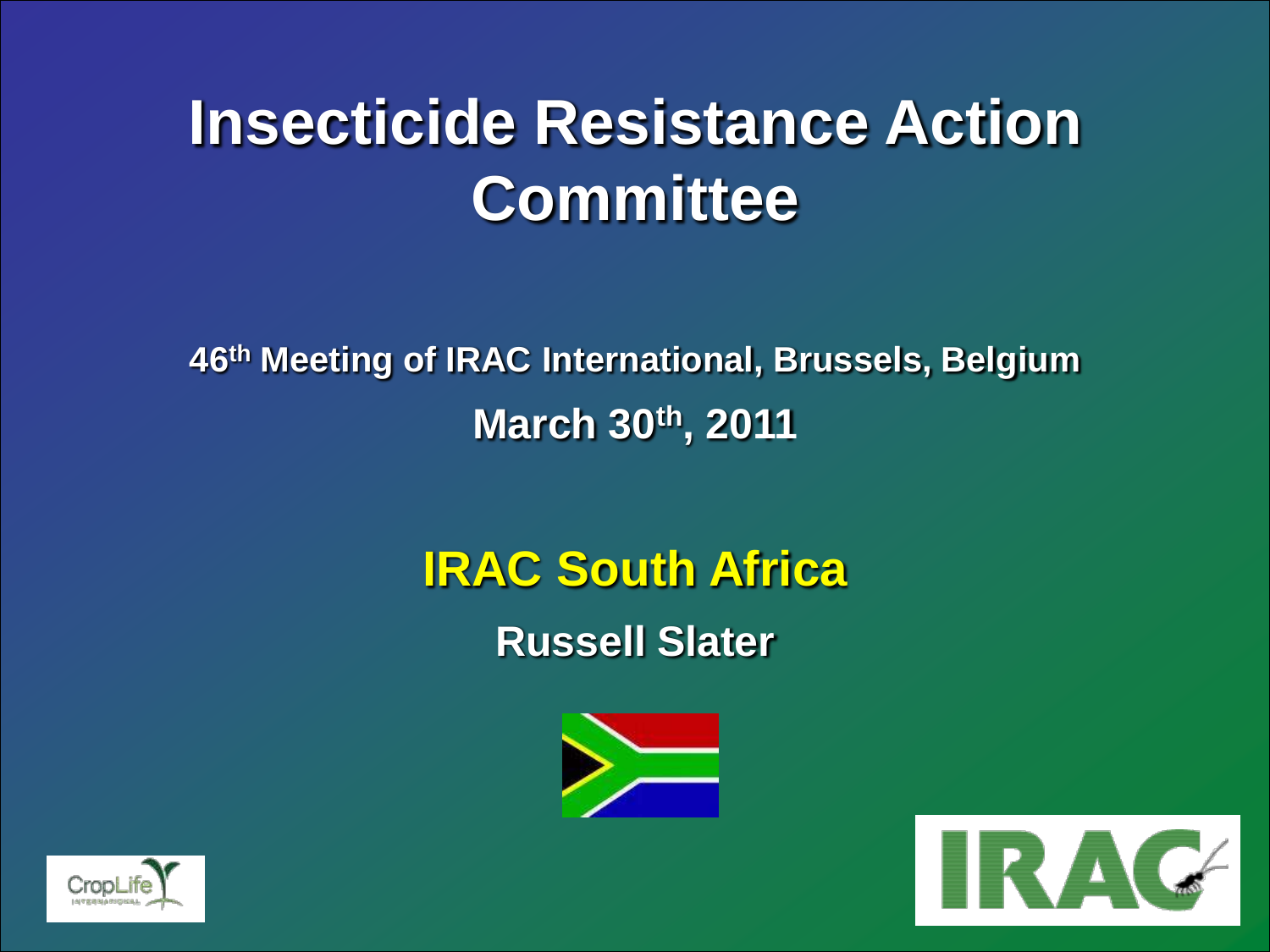# Insecticide Resistance Action Committee

**46th Meeting of IRAC International, Brussels, Belgium**

**March 30th, 2011**

## IRAC South Africa

**Russell Slater**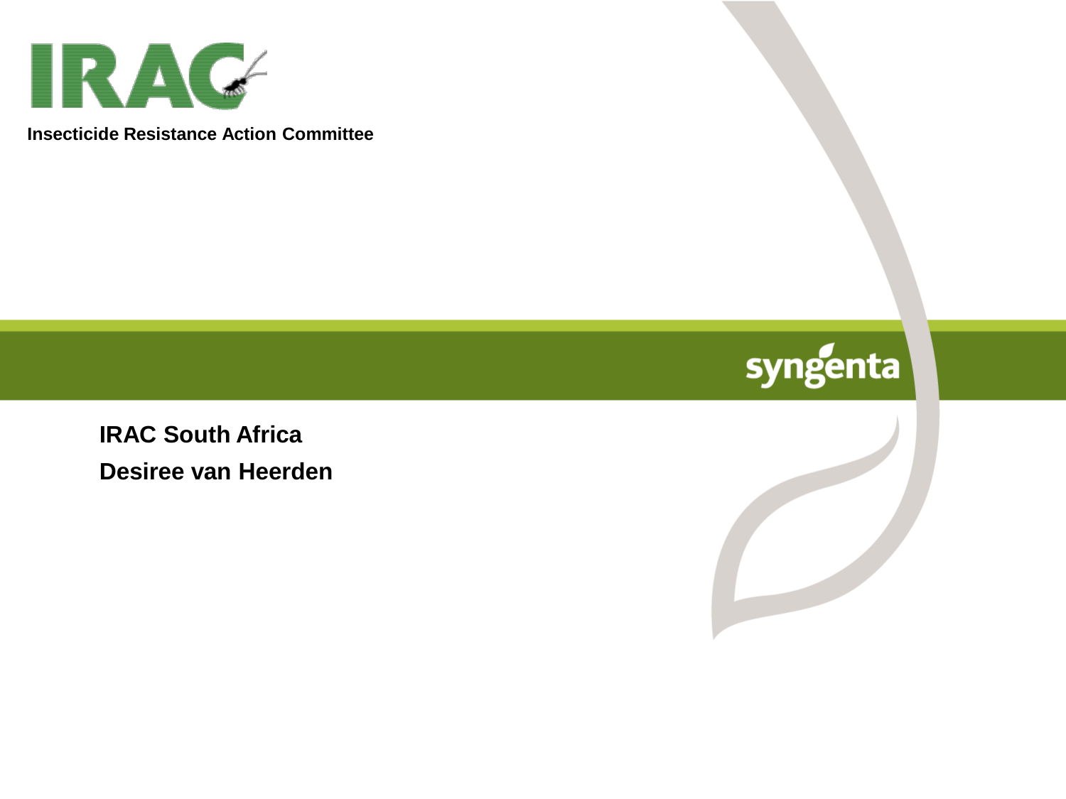IRAC

Insecticide Resistance Action Committee

syngenta

**IRAC South Africa**

**Desiree van Heerden**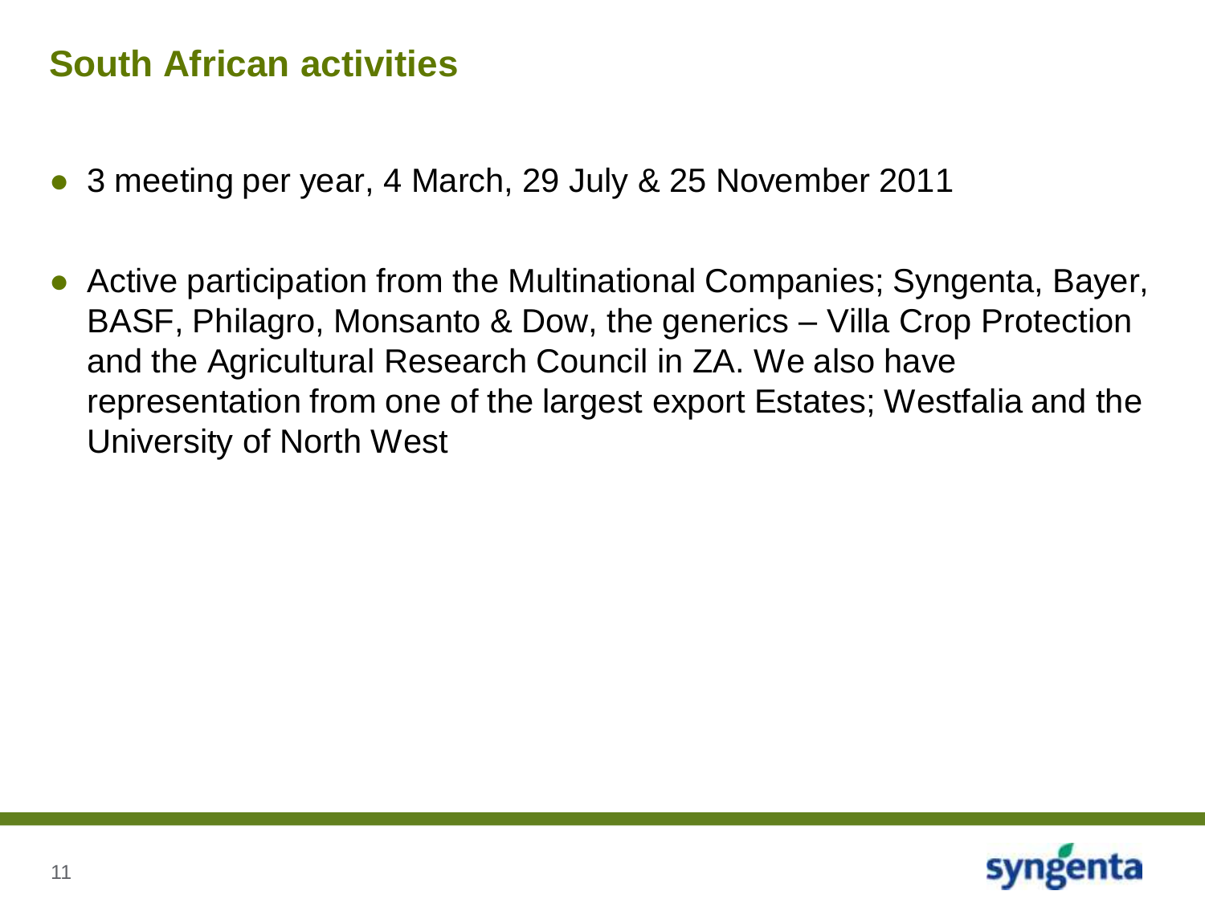# South African activities

- 3 meeting per year, 4 March, 29 July & 25 November 2011
- Active participation from the Multinational Companies; Syngenta, Bayer, BASF, Philagro, Monsanto & Dow, the generics – Villa Crop Protection and the Agricultural Research Council in ZA. We also have representation from one of the largest export Estates; Westfalia and the University of North West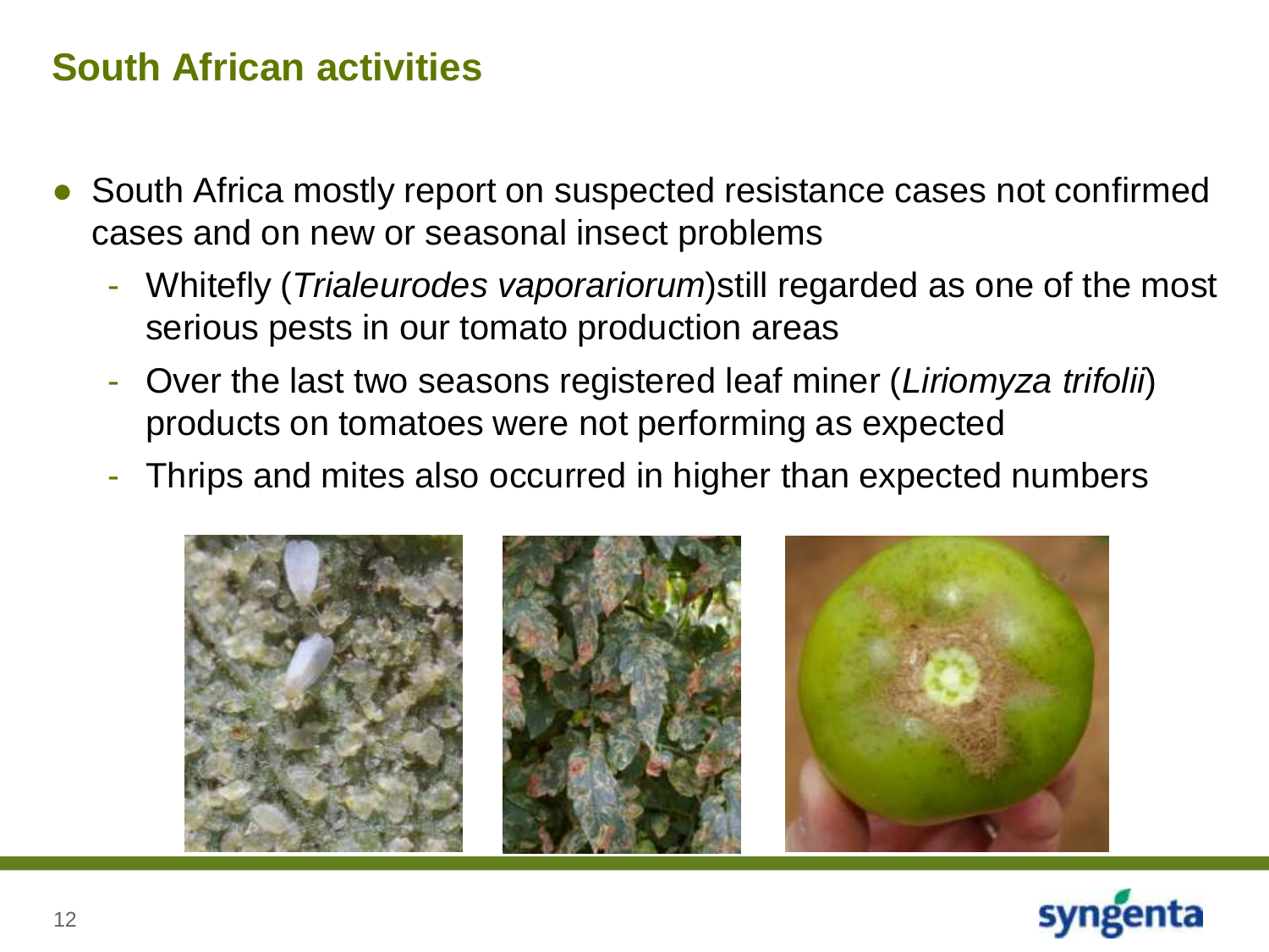# South African activities

- South Africa mostly report on suspected resistance cases not confirmed cases and on new or seasonal insect problems
  - Whitefly (*Trialeurodes vaporariorum*)still regarded as one of the most serious pests in our tomato production areas
  - Over the last two seasons registered leaf miner (*Liriomyza trifolii*) products on tomatoes were not performing as expected
  - Thrips and mites also occurred in higher than expected numbers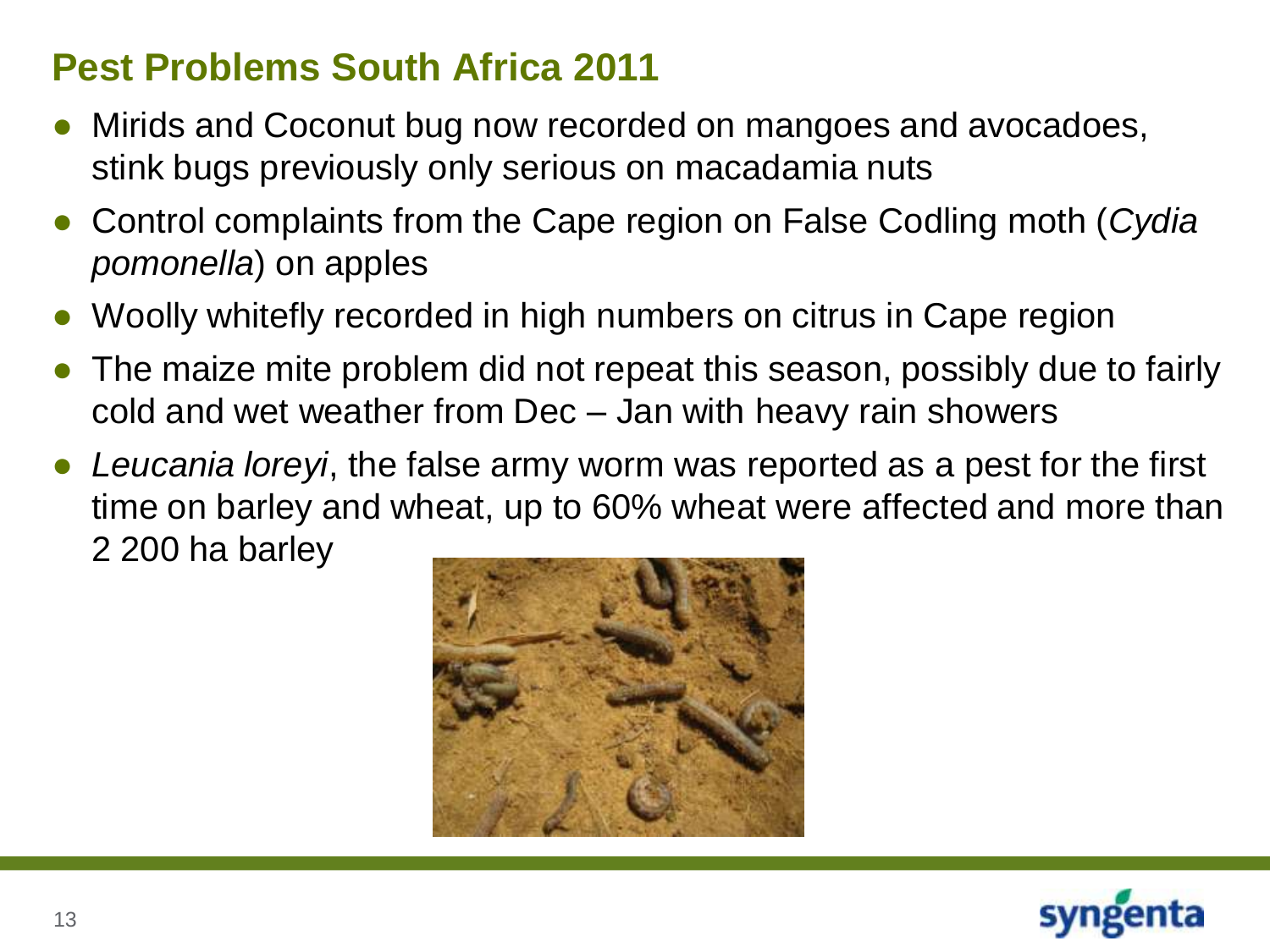## Pest Problems South Africa 2011

- Mirids and Coconut bug now recorded on mangoes and avocadoes, stink bugs previously only serious on macadamia nuts
- Control complaints from the Cape region on False Codling moth (*Cydia pomonella*) on apples
- Woolly whitefly recorded in high numbers on citrus in Cape region
- The maize mite problem did not repeat this season, possibly due to fairly cold and wet weather from Dec – Jan with heavy rain showers
- *Leucania loreyi*, the false army worm was reported as a pest for the first time on barley and wheat, up to 60% wheat were affected and more than 2 200 ha barley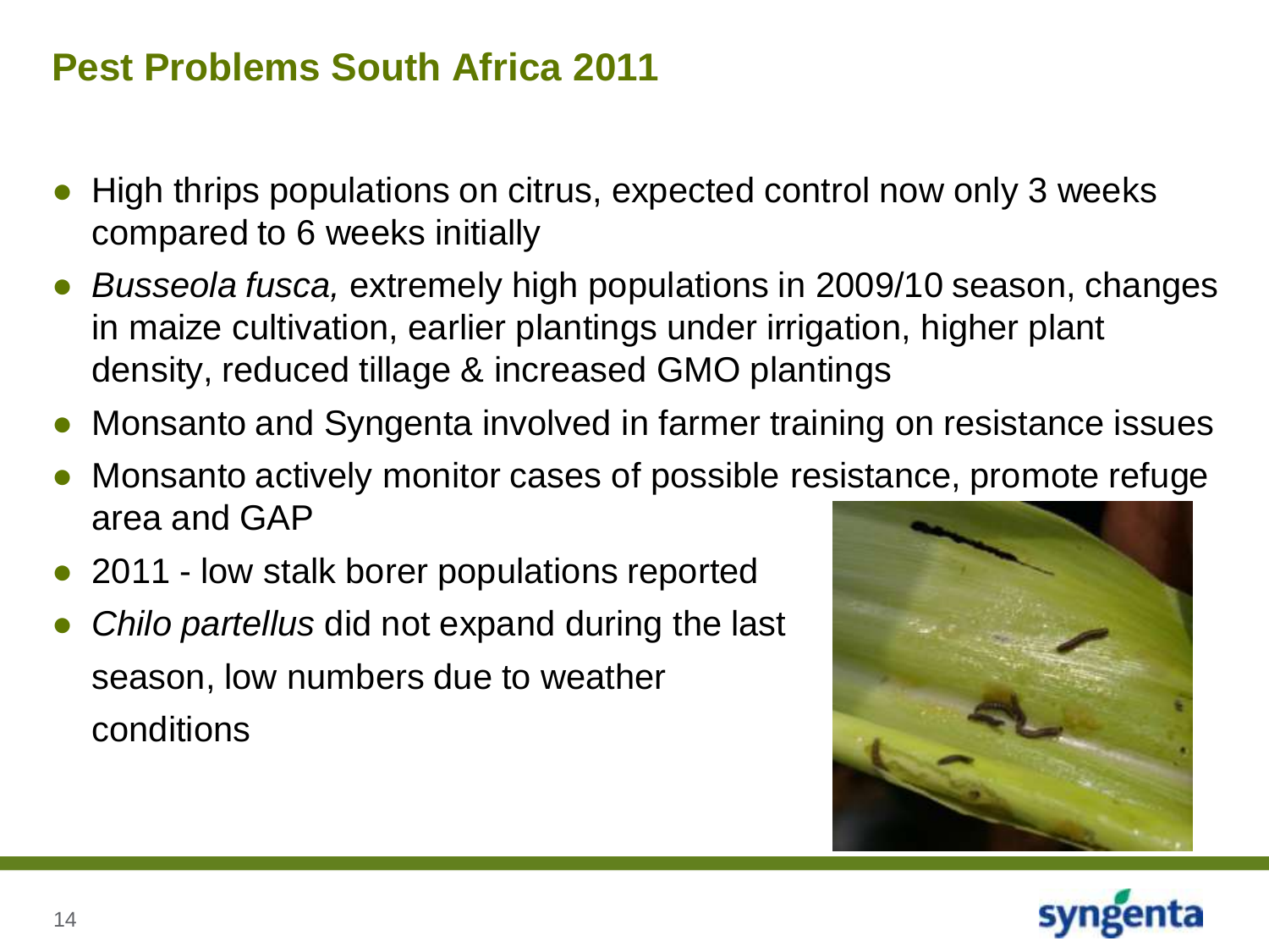## Pest Problems South Africa 2011

- High thrips populations on citrus, expected control now only 3 weeks compared to 6 weeks initially
- *Busseola fusca,* extremely high populations in 2009/10 season, changes in maize cultivation, earlier plantings under irrigation, higher plant density, reduced tillage & increased GMO plantings
- Monsanto and Syngenta involved in farmer training on resistance issues
- Monsanto actively monitor cases of possible resistance, promote refuge area and GAP
- 2011 - low stalk borer populations reported
- *Chilo partellus* did not expand during the last season, low numbers due to weather conditions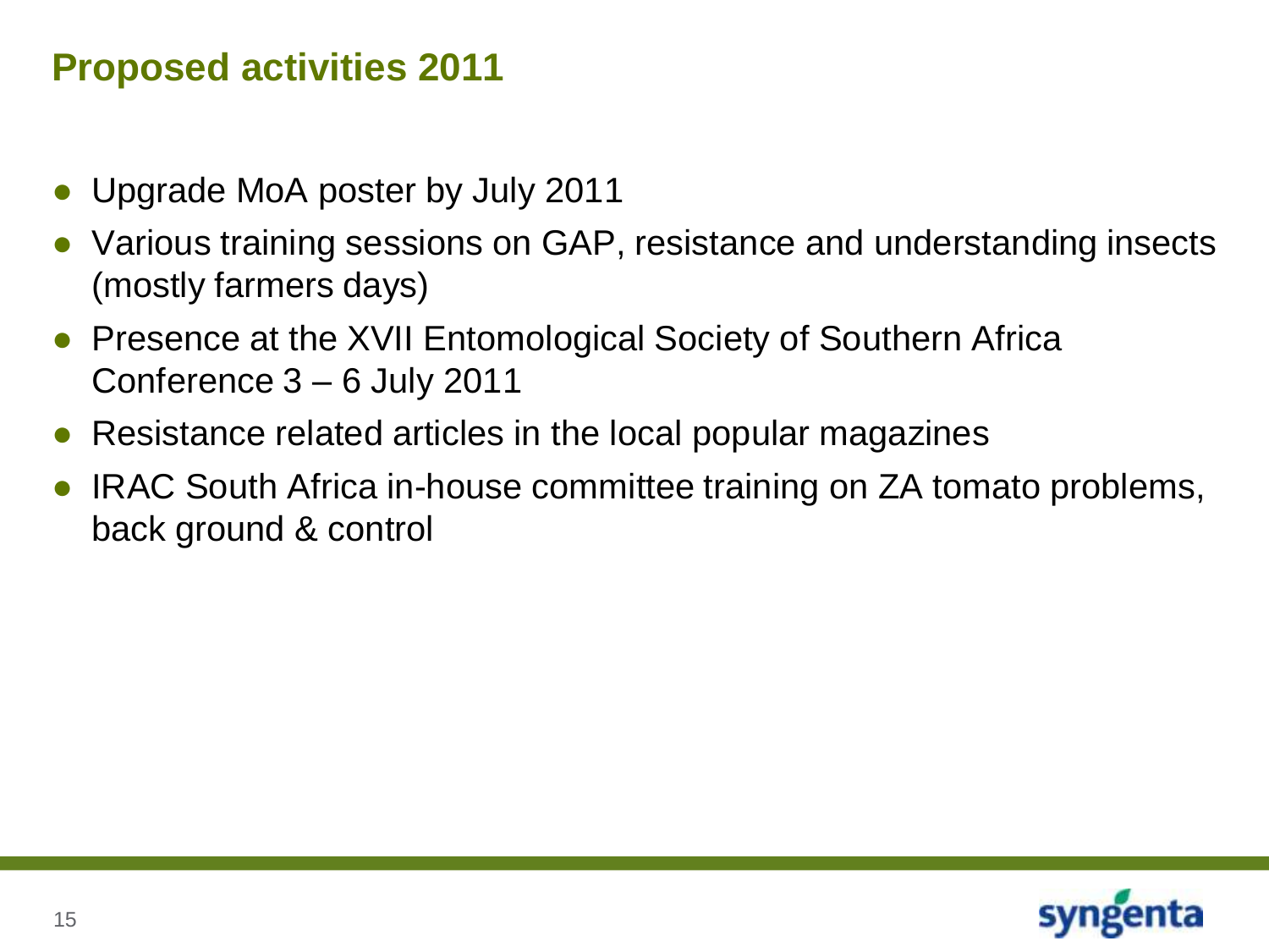## Proposed activities 2011

- Upgrade MoA poster by July 2011
- Various training sessions on GAP, resistance and understanding insects (mostly farmers days)
- Presence at the XVII Entomological Society of Southern Africa Conference 3 – 6 July 2011
- Resistance related articles in the local popular magazines
- IRAC South Africa in-house committee training on ZA tomato problems, back ground & control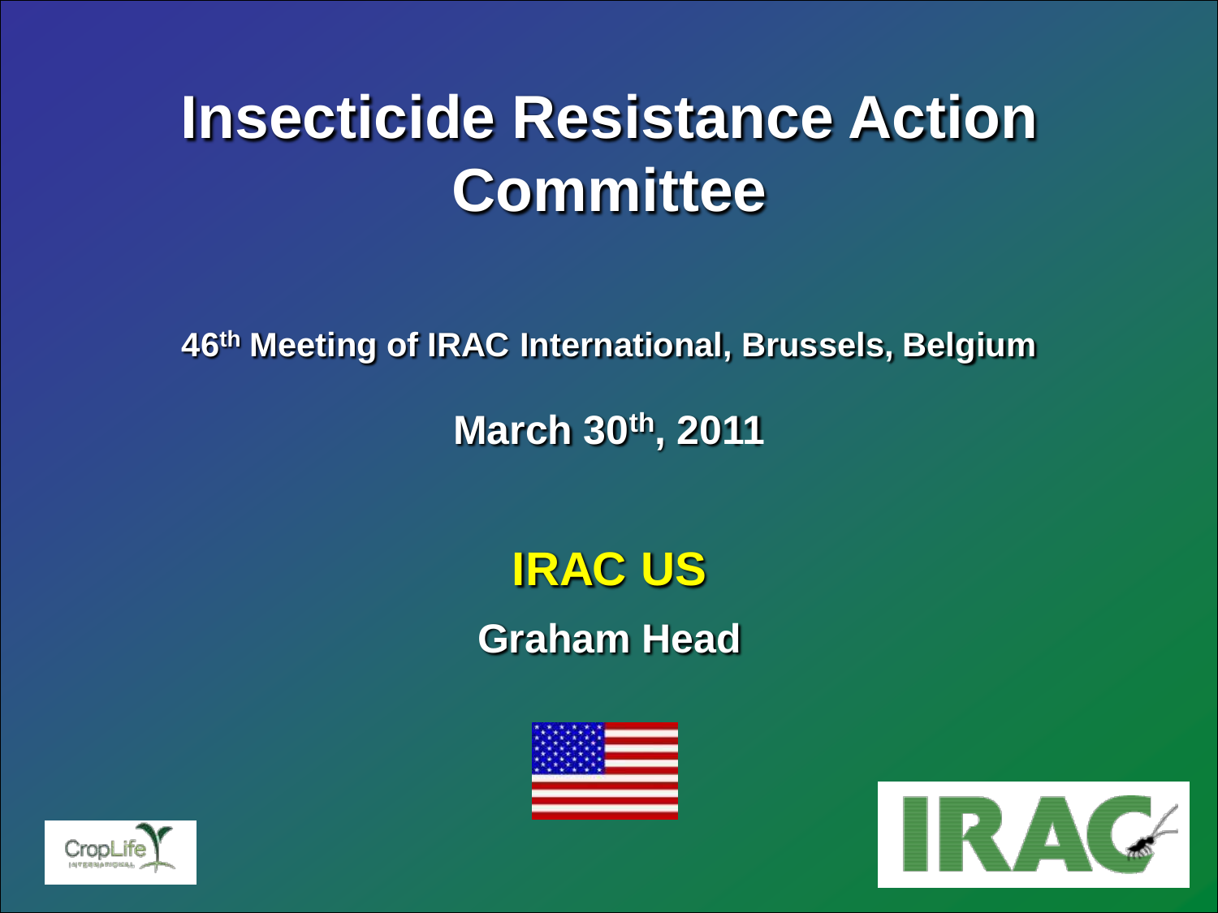# Insecticide Resistance Action Committee

**46th Meeting of IRAC International, Brussels, Belgium**

**March 30th, 2011**

## IRAC US

**Graham Head**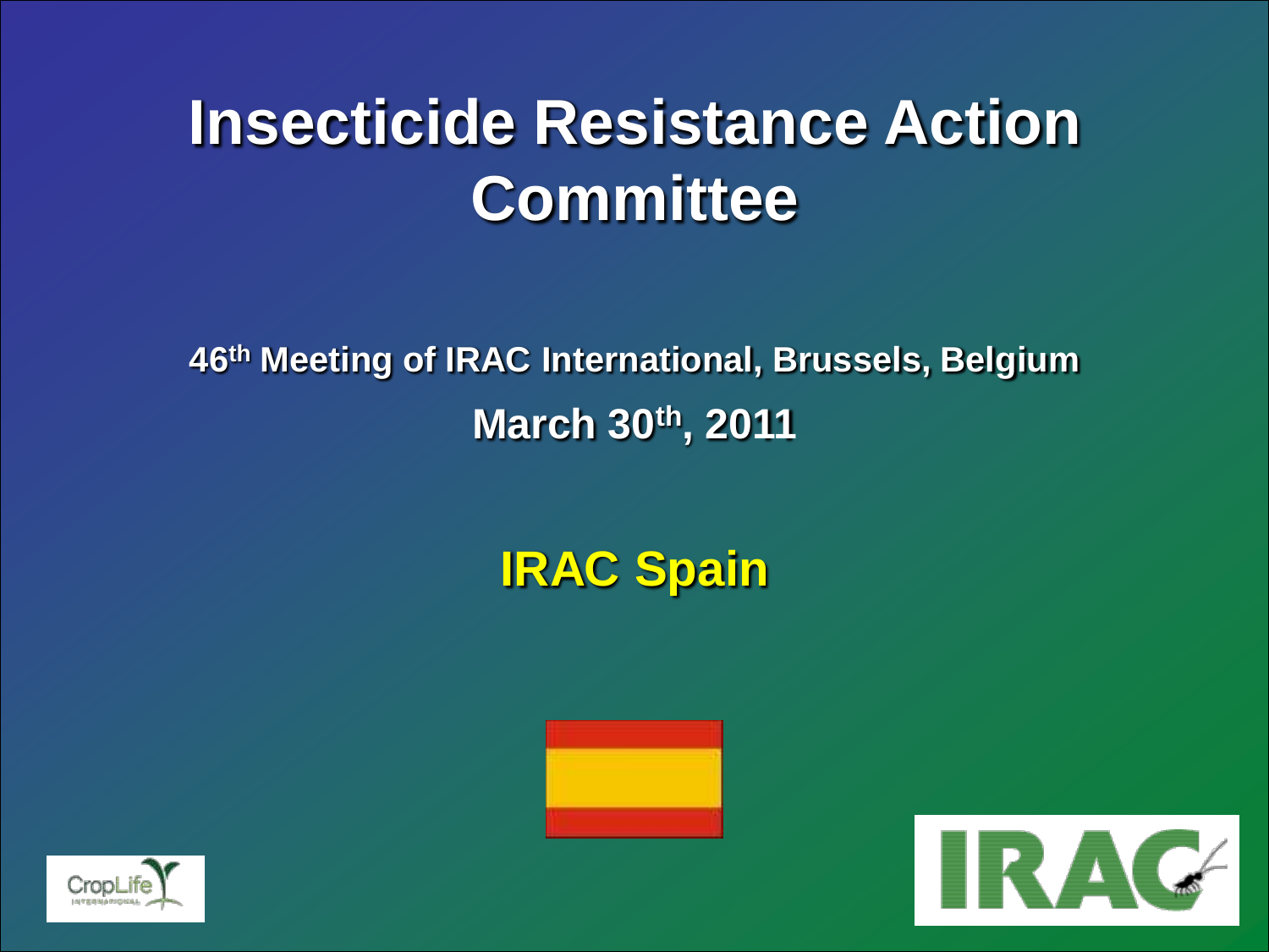# Insecticide Resistance Action Committee

**46th Meeting of IRAC International, Brussels, Belgium**

**March 30th, 2011**

## IRAC Spain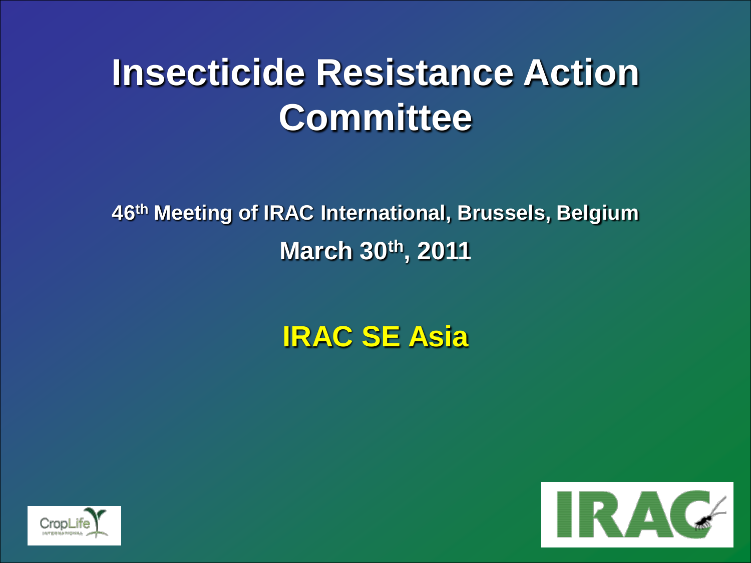# Insecticide Resistance Action Committee

**46th Meeting of IRAC International, Brussels, Belgium**

**March 30th, 2011**

## IRAC SE Asia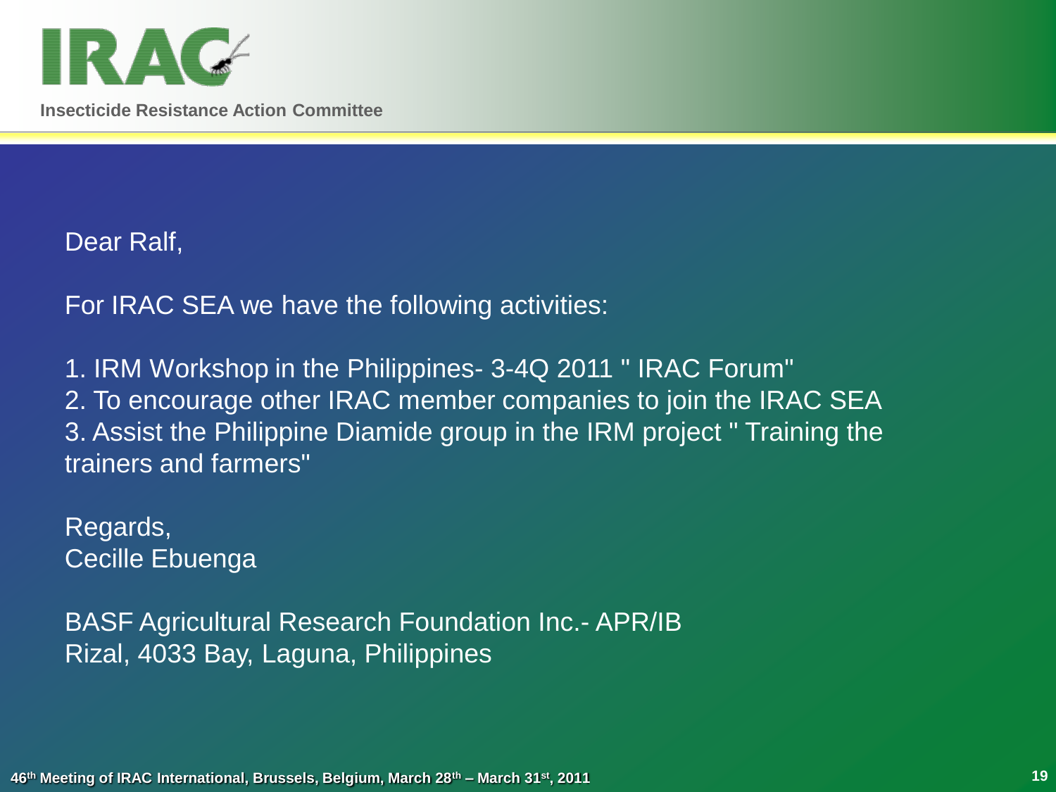Dear Ralf,

For IRAC SEA we have the following activities:

1. IRM Workshop in the Philippines- 3-4Q 2011 " IRAC Forum"
2. To encourage other IRAC member companies to join the IRAC SEA
3. Assist the Philippine Diamide group in the IRM project " Training the trainers and farmers"

Regards,
Cecille Ebuenga

BASF Agricultural Research Foundation Inc.- APR/IB
Rizal, 4033 Bay, Laguna, Philippines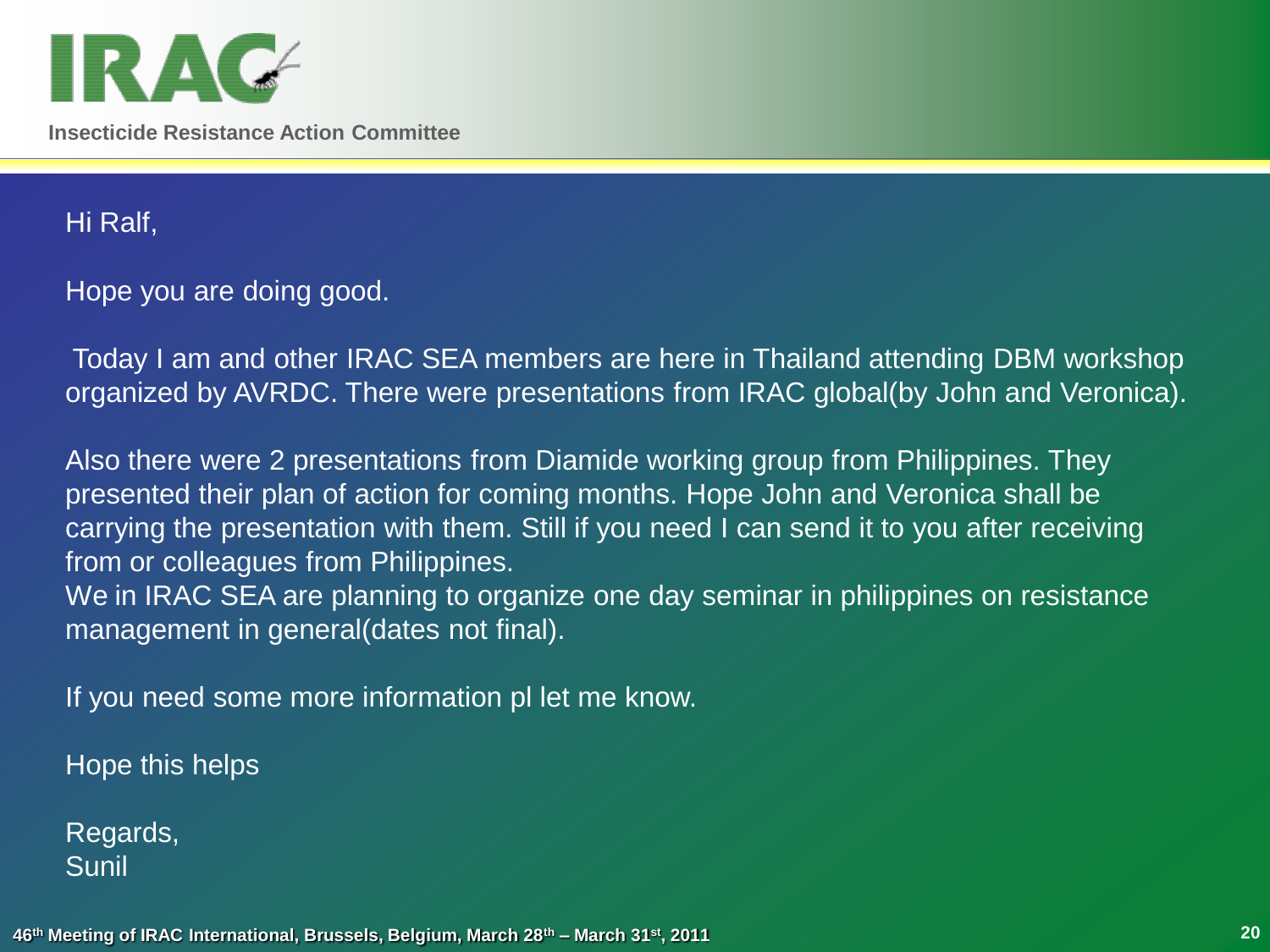Hi Ralf,

Hope you are doing good.

Today I am and other IRAC SEA members are here in Thailand attending DBM workshop organized by AVRDC. There were presentations from IRAC global(by John and Veronica).

Also there were 2 presentations from Diamide working group from Philippines. They presented their plan of action for coming months. Hope John and Veronica shall be carrying the presentation with them. Still if you need I can send it to you after receiving from or colleagues from Philippines.
We in IRAC SEA are planning to organize one day seminar in philippines on resistance management in general(dates not final).

If you need some more information pl let me know.

Hope this helps

Regards,
Sunil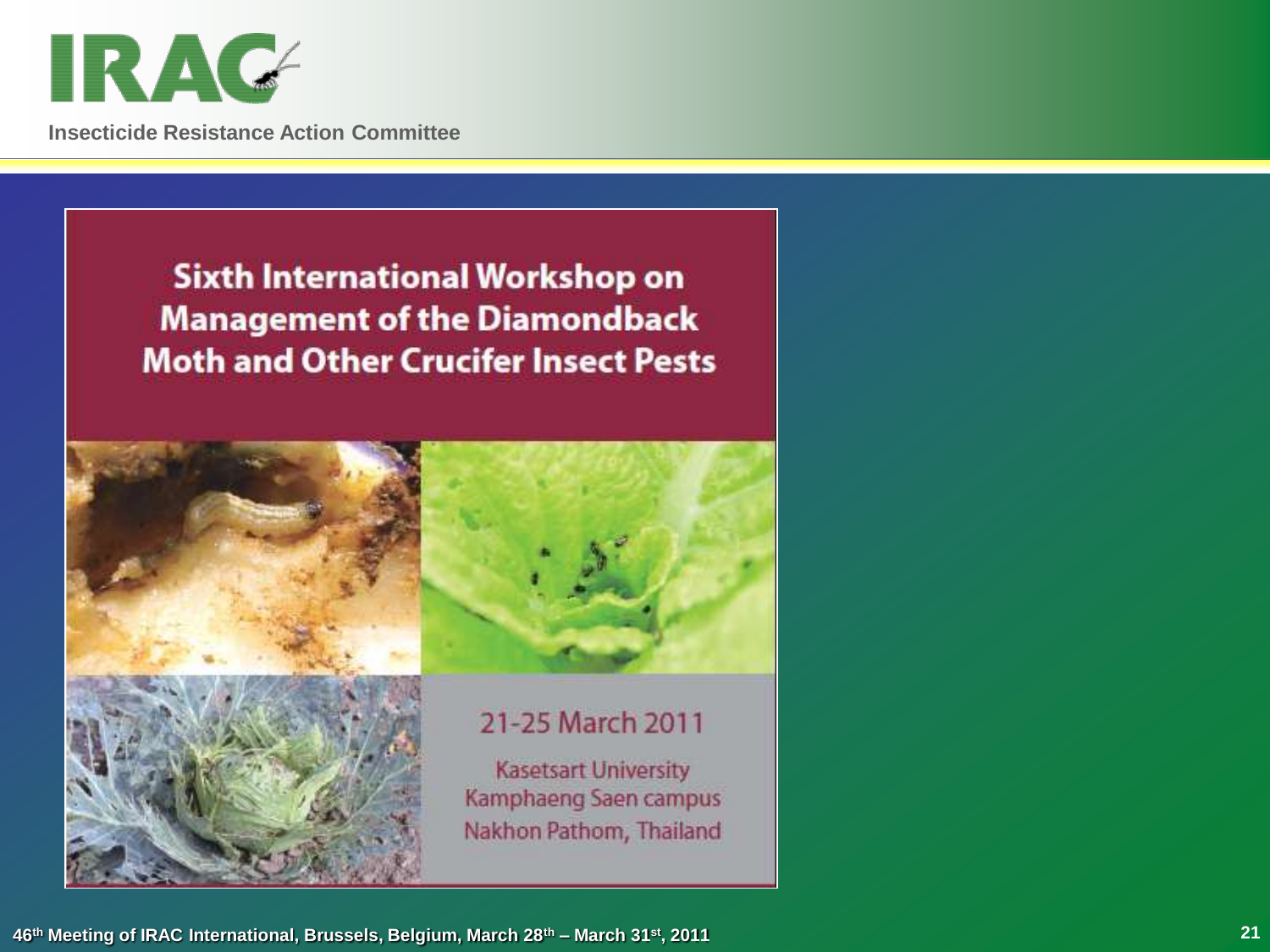Sixth International Workshop on Management of the Diamondback Moth and Other Crucifer Insect Pests

21-25 March 2011

Kasetsart University
Kamphaeng Saen campus
Nakhon Pathom, Thailand